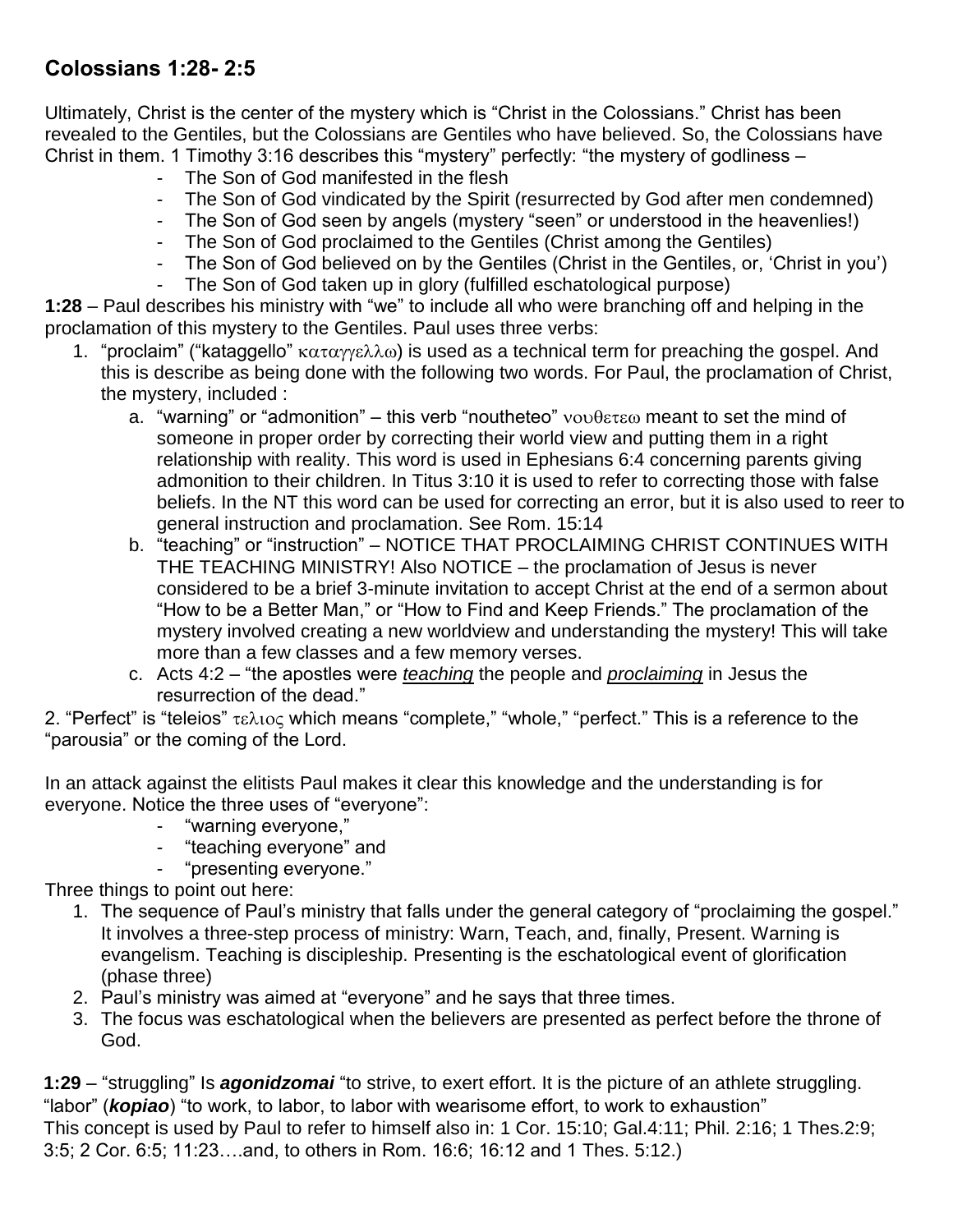## Colossians 1:28- 2:5

Ultimately, Christ is the center of the mystery which is "Christ in the Colossians." Christ has been revealed to the Gentiles, but the Colossians are Gentiles who have believed. So, the Colossians have Christ in them. 1 Timothy 3:16 describes this "mystery" perfectly: "the mystery of godliness –

- The Son of God manifested in the flesh
- The Son of God vindicated by the Spirit (resurrected by God after men condemned)
- The Son of God seen by angels (mystery "seen" or understood in the heavenlies!)
- The Son of God proclaimed to the Gentiles (Christ among the Gentiles)
- The Son of God believed on by the Gentiles (Christ in the Gentiles, or, 'Christ in you')
- The Son of God taken up in glory (fulfilled eschatological purpose)

**1:28** – Paul describes his ministry with "we" to include all who were branching off and helping in the proclamation of this mystery to the Gentiles. Paul uses three verbs:

1. "proclaim" ("kataggello" καταγγελλω) is used as a technical term for preaching the gospel. And this is describe as being done with the following two words. For Paul, the proclamation of Christ, the mystery, included :
   a. "warning" or "admonition" – this verb "noutheteo" νουθετεω meant to set the mind of someone in proper order by correcting their world view and putting them in a right relationship with reality. This word is used in Ephesians 6:4 concerning parents giving admonition to their children. In Titus 3:10 it is used to refer to correcting those with false beliefs. In the NT this word can be used for correcting an error, but it is also used to reer to general instruction and proclamation. See Rom. 15:14
   b. "teaching" or "instruction" – NOTICE THAT PROCLAIMING CHRIST CONTINUES WITH THE TEACHING MINISTRY! Also NOTICE – the proclamation of Jesus is never considered to be a brief 3-minute invitation to accept Christ at the end of a sermon about "How to be a Better Man," or "How to Find and Keep Friends." The proclamation of the mystery involved creating a new worldview and understanding the mystery! This will take more than a few classes and a few memory verses.
   c. Acts 4:2 – "the apostles were *teaching* the people and *proclaiming* in Jesus the resurrection of the dead."

2. "Perfect" is "teleios" τελιος which means "complete," "whole," "perfect." This is a reference to the "parousia" or the coming of the Lord.

In an attack against the elitists Paul makes it clear this knowledge and the understanding is for everyone. Notice the three uses of "everyone":

- "warning everyone,"
- "teaching everyone" and
- "presenting everyone."

Three things to point out here:

1. The sequence of Paul's ministry that falls under the general category of "proclaiming the gospel." It involves a three-step process of ministry: Warn, Teach, and, finally, Present. Warning is evangelism. Teaching is discipleship. Presenting is the eschatological event of glorification (phase three)
2. Paul's ministry was aimed at "everyone" and he says that three times.
3. The focus was eschatological when the believers are presented as perfect before the throne of God.

**1:29** – "struggling" Is ***agonidzomai*** "to strive, to exert effort. It is the picture of an athlete struggling. "labor" (***kopiao***) "to work, to labor, to labor with wearisome effort, to work to exhaustion"
This concept is used by Paul to refer to himself also in: 1 Cor. 15:10; Gal.4:11; Phil. 2:16; 1 Thes.2:9; 3:5; 2 Cor. 6:5; 11:23….and, to others in Rom. 16:6; 16:12 and 1 Thes. 5:12.)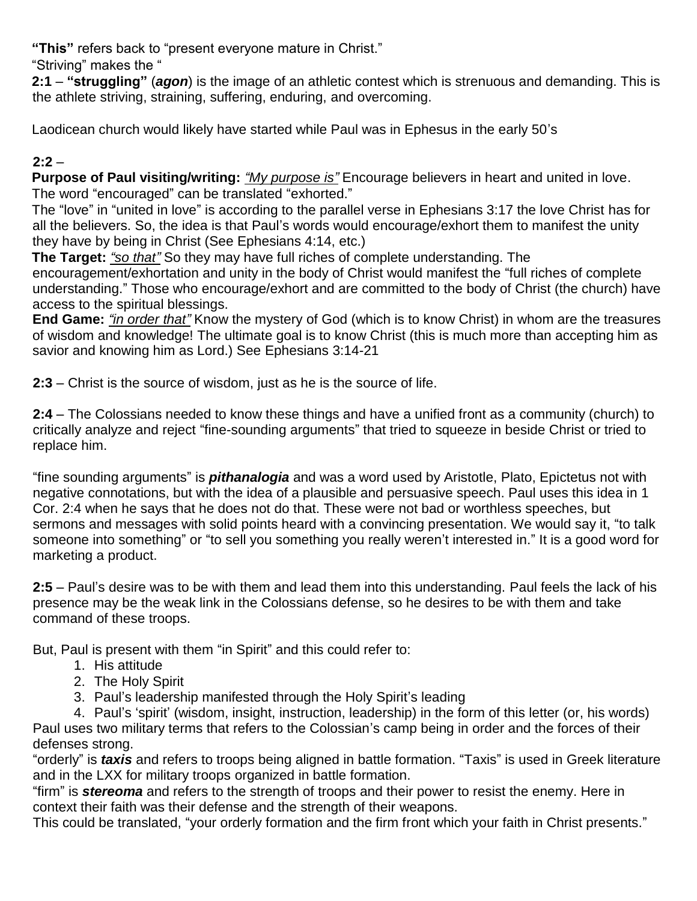**"This"** refers back to "present everyone mature in Christ."

"Striving" makes the "

**2:1** – **"struggling"** (***agon***) is the image of an athletic contest which is strenuous and demanding. This is the athlete striving, straining, suffering, enduring, and overcoming.

Laodicean church would likely have started while Paul was in Ephesus in the early 50's

**2:2** –

**Purpose of Paul visiting/writing:** *"My purpose is"* Encourage believers in heart and united in love. The word "encouraged" can be translated "exhorted."

The "love" in "united in love" is according to the parallel verse in Ephesians 3:17 the love Christ has for all the believers. So, the idea is that Paul's words would encourage/exhort them to manifest the unity they have by being in Christ (See Ephesians 4:14, etc.)

**The Target:** *"so that"* So they may have full riches of complete understanding. The encouragement/exhortation and unity in the body of Christ would manifest the "full riches of complete understanding." Those who encourage/exhort and are committed to the body of Christ (the church) have access to the spiritual blessings.

**End Game:** *"in order that"* Know the mystery of God (which is to know Christ) in whom are the treasures of wisdom and knowledge! The ultimate goal is to know Christ (this is much more than accepting him as savior and knowing him as Lord.) See Ephesians 3:14-21

**2:3** – Christ is the source of wisdom, just as he is the source of life.

**2:4** – The Colossians needed to know these things and have a unified front as a community (church) to critically analyze and reject "fine-sounding arguments" that tried to squeeze in beside Christ or tried to replace him.

"fine sounding arguments" is ***pithanalogia*** and was a word used by Aristotle, Plato, Epictetus not with negative connotations, but with the idea of a plausible and persuasive speech. Paul uses this idea in 1 Cor. 2:4 when he says that he does not do that. These were not bad or worthless speeches, but sermons and messages with solid points heard with a convincing presentation. We would say it, "to talk someone into something" or "to sell you something you really weren't interested in." It is a good word for marketing a product.

**2:5** – Paul's desire was to be with them and lead them into this understanding. Paul feels the lack of his presence may be the weak link in the Colossians defense, so he desires to be with them and take command of these troops.

But, Paul is present with them "in Spirit" and this could refer to:

1. His attitude
2. The Holy Spirit
3. Paul's leadership manifested through the Holy Spirit's leading
4. Paul's 'spirit' (wisdom, insight, instruction, leadership) in the form of this letter (or, his words)

Paul uses two military terms that refers to the Colossian's camp being in order and the forces of their defenses strong.

"orderly" is ***taxis*** and refers to troops being aligned in battle formation. "Taxis" is used in Greek literature and in the LXX for military troops organized in battle formation.

"firm" is ***stereoma*** and refers to the strength of troops and their power to resist the enemy. Here in context their faith was their defense and the strength of their weapons.

This could be translated, "your orderly formation and the firm front which your faith in Christ presents."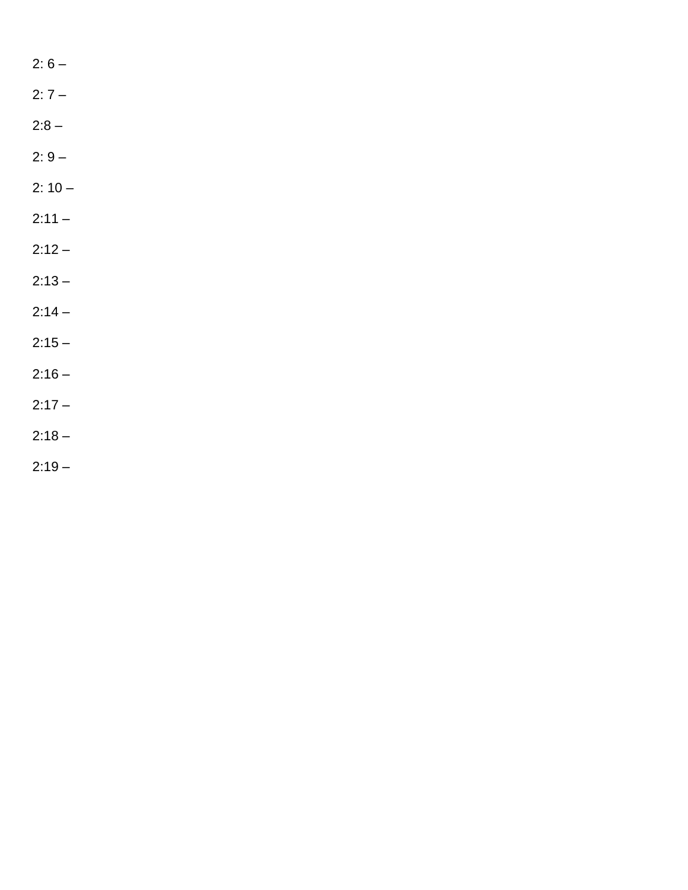2: 6 –

2: 7 –

2:8 –

2: 9 –

2: 10 –

2:11 –

2:12 –

2:13 –

2:14 –

2:15 –

2:16 –

2:17 –

2:18 –

2:19 –